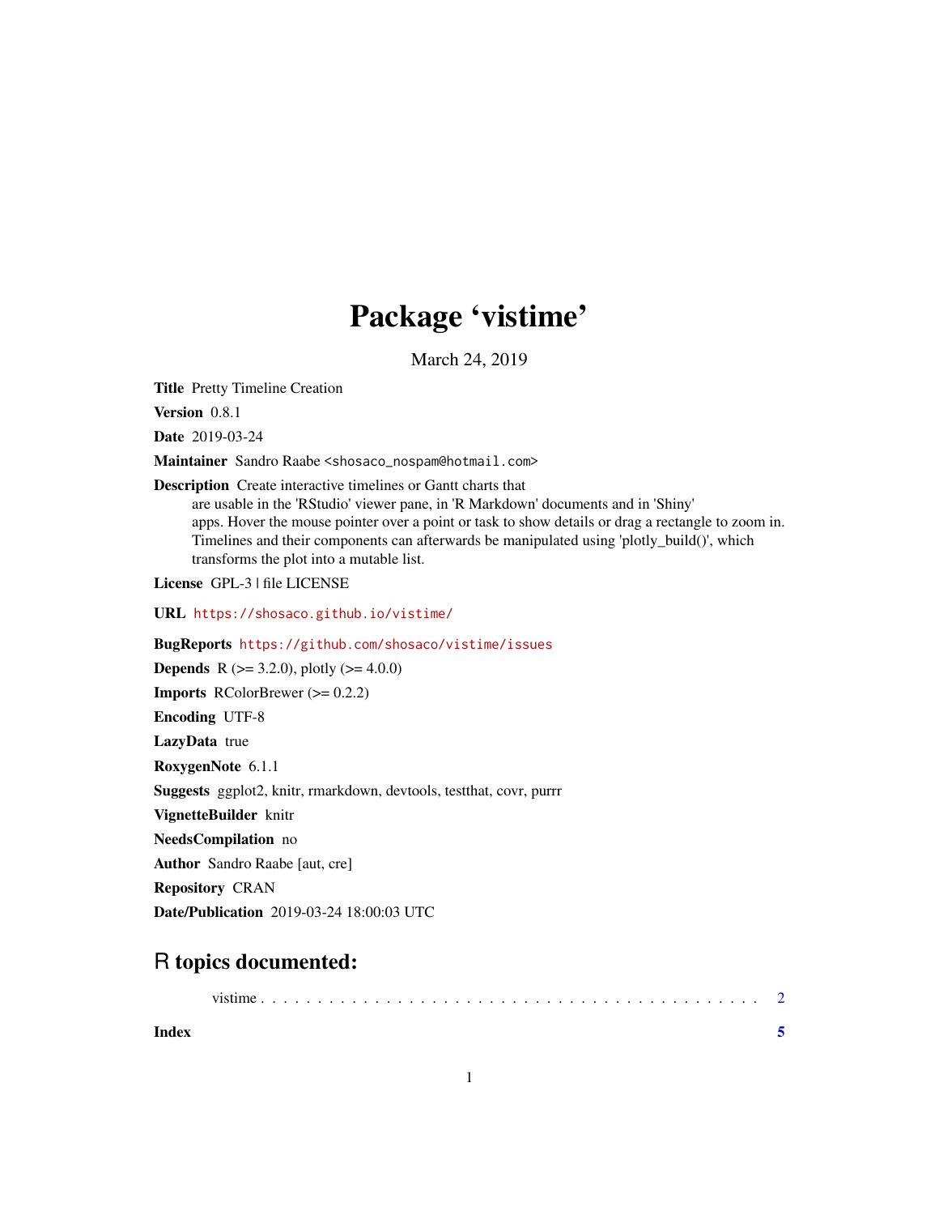# Package 'vistime'

March 24, 2019

**Title** Pretty Timeline Creation

**Version** 0.8.1

**Date** 2019-03-24

**Maintainer** Sandro Raabe <shosaco_nospam@hotmail.com>

**Description** Create interactive timelines or Gantt charts that are usable in the 'RStudio' viewer pane, in 'R Markdown' documents and in 'Shiny' apps. Hover the mouse pointer over a point or task to show details or drag a rectangle to zoom in. Timelines and their components can afterwards be manipulated using 'plotly_build()', which transforms the plot into a mutable list.

**License** GPL-3 | file LICENSE

**URL** https://shosaco.github.io/vistime/

**BugReports** https://github.com/shosaco/vistime/issues

**Depends** R (>= 3.2.0), plotly (>= 4.0.0)

**Imports** RColorBrewer (>= 0.2.2)

**Encoding** UTF-8

**LazyData** true

**RoxygenNote** 6.1.1

**Suggests** ggplot2, knitr, rmarkdown, devtools, testthat, covr, purrr

**VignetteBuilder** knitr

**NeedsCompilation** no

**Author** Sandro Raabe [aut, cre]

**Repository** CRAN

**Date/Publication** 2019-03-24 18:00:03 UTC

## R topics documented:

vistime . . . . . . . . . . . . . . . . . . . . . . . . . . . . . . . . . . . . . . . . . . . . . 2

**Index** **5**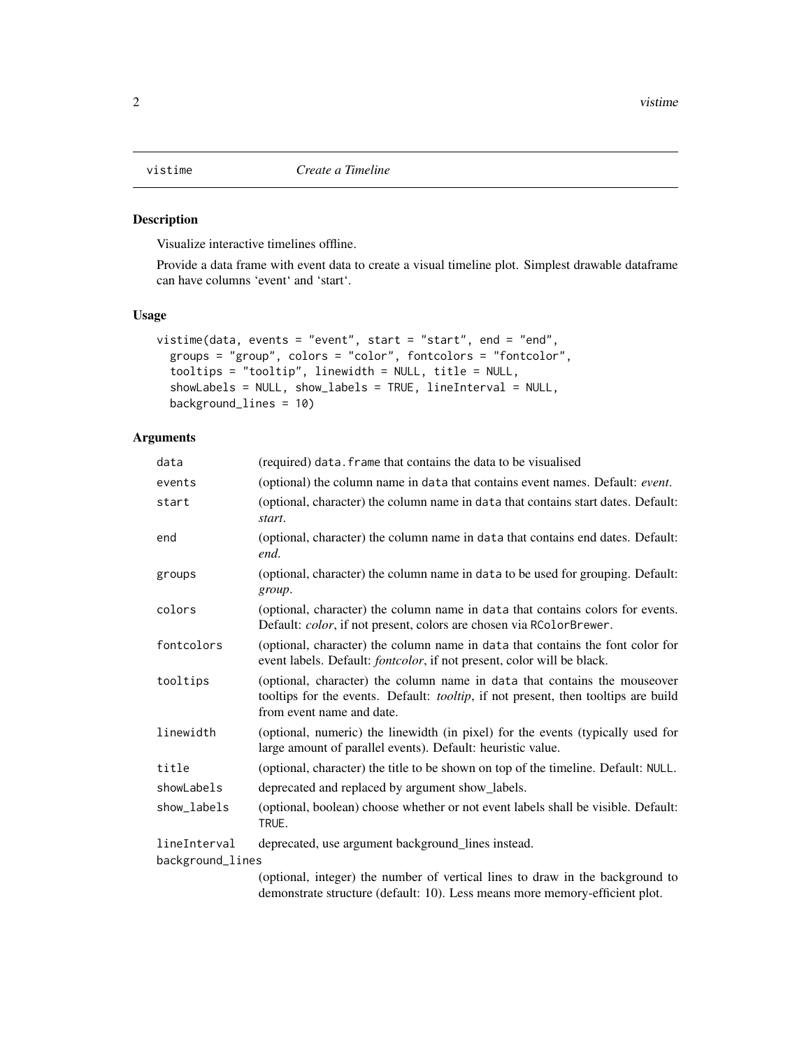vistime — *Create a Timeline*

## Description

Visualize interactive timelines offline.

Provide a data frame with event data to create a visual timeline plot. Simplest drawable dataframe can have columns 'event' and 'start'.

## Usage

```
vistime(data, events = "event", start = "start", end = "end",
  groups = "group", colors = "color", fontcolors = "fontcolor",
  tooltips = "tooltip", linewidth = NULL, title = NULL,
  showLabels = NULL, show_labels = TRUE, lineInterval = NULL,
  background_lines = 10)
```

## Arguments

| Argument | Description |
|---|---|
| `data` | (required) `data.frame` that contains the data to be visualised |
| `events` | (optional) the column name in `data` that contains event names. Default: *event*. |
| `start` | (optional, character) the column name in `data` that contains start dates. Default: *start*. |
| `end` | (optional, character) the column name in `data` that contains end dates. Default: *end*. |
| `groups` | (optional, character) the column name in `data` to be used for grouping. Default: *group*. |
| `colors` | (optional, character) the column name in `data` that contains colors for events. Default: *color*, if not present, colors are chosen via `RColorBrewer`. |
| `fontcolors` | (optional, character) the column name in `data` that contains the font color for event labels. Default: *fontcolor*, if not present, color will be black. |
| `tooltips` | (optional, character) the column name in `data` that contains the mouseover tooltips for the events. Default: *tooltip*, if not present, then tooltips are build from event name and date. |
| `linewidth` | (optional, numeric) the linewidth (in pixel) for the events (typically used for large amount of parallel events). Default: heuristic value. |
| `title` | (optional, character) the title to be shown on top of the timeline. Default: `NULL`. |
| `showLabels` | deprecated and replaced by argument show_labels. |
| `show_labels` | (optional, boolean) choose whether or not event labels shall be visible. Default: `TRUE`. |
| `lineInterval` | deprecated, use argument background_lines instead. |
| `background_lines` | (optional, integer) the number of vertical lines to draw in the background to demonstrate structure (default: 10). Less means more memory-efficient plot. |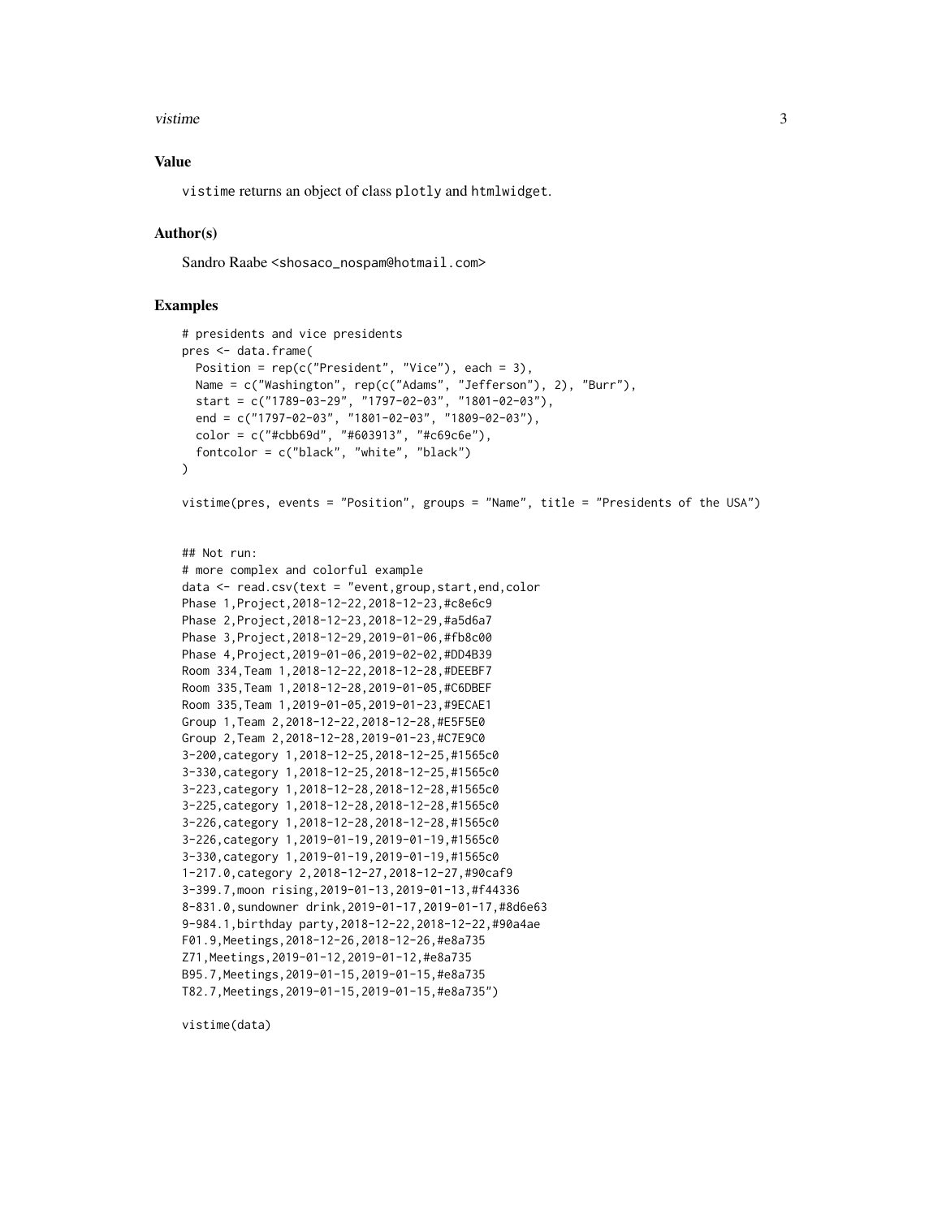## Value

vistime returns an object of class plotly and htmlwidget.

## Author(s)

Sandro Raabe <shosaco_nospam@hotmail.com>

## Examples

```
# presidents and vice presidents
pres <- data.frame(
  Position = rep(c("President", "Vice"), each = 3),
  Name = c("Washington", rep(c("Adams", "Jefferson"), 2), "Burr"),
  start = c("1789-03-29", "1797-02-03", "1801-02-03"),
  end = c("1797-02-03", "1801-02-03", "1809-02-03"),
  color = c("#cbb69d", "#603913", "#c69c6e"),
  fontcolor = c("black", "white", "black")
)

vistime(pres, events = "Position", groups = "Name", title = "Presidents of the USA")


## Not run:
# more complex and colorful example
data <- read.csv(text = "event,group,start,end,color
Phase 1,Project,2018-12-22,2018-12-23,#c8e6c9
Phase 2,Project,2018-12-23,2018-12-29,#a5d6a7
Phase 3,Project,2018-12-29,2019-01-06,#fb8c00
Phase 4,Project,2019-01-06,2019-02-02,#DD4B39
Room 334,Team 1,2018-12-22,2018-12-28,#DEEBF7
Room 335,Team 1,2018-12-28,2019-01-05,#C6DBEF
Room 335,Team 1,2019-01-05,2019-01-23,#9ECAE1
Group 1,Team 2,2018-12-22,2018-12-28,#E5F5E0
Group 2,Team 2,2018-12-28,2019-01-23,#C7E9C0
3-200,category 1,2018-12-25,2018-12-25,#1565c0
3-330,category 1,2018-12-25,2018-12-25,#1565c0
3-223,category 1,2018-12-28,2018-12-28,#1565c0
3-225,category 1,2018-12-28,2018-12-28,#1565c0
3-226,category 1,2018-12-28,2018-12-28,#1565c0
3-226,category 1,2019-01-19,2019-01-19,#1565c0
3-330,category 1,2019-01-19,2019-01-19,#1565c0
1-217.0,category 2,2018-12-27,2018-12-27,#90caf9
3-399.7,moon rising,2019-01-13,2019-01-13,#f44336
8-831.0,sundowner drink,2019-01-17,2019-01-17,#8d6e63
9-984.1,birthday party,2018-12-22,2018-12-22,#90a4ae
F01.9,Meetings,2018-12-26,2018-12-26,#e8a735
Z71,Meetings,2019-01-12,2019-01-12,#e8a735
B95.7,Meetings,2019-01-15,2019-01-15,#e8a735
T82.7,Meetings,2019-01-15,2019-01-15,#e8a735")

vistime(data)
```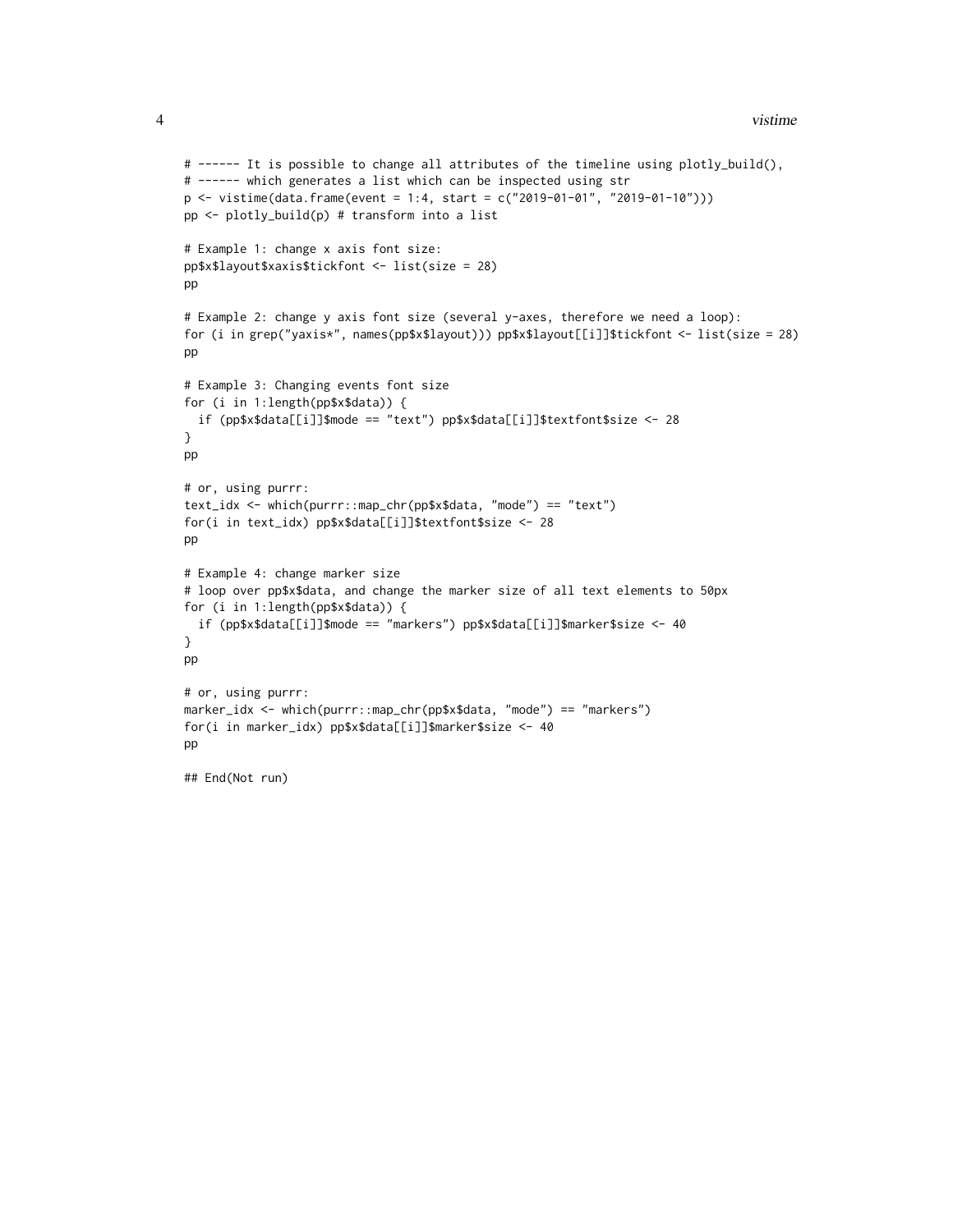```
# ------ It is possible to change all attributes of the timeline using plotly_build(),
# ------ which generates a list which can be inspected using str
p <- vistime(data.frame(event = 1:4, start = c("2019-01-01", "2019-01-10")))
pp <- plotly_build(p) # transform into a list

# Example 1: change x axis font size:
pp$x$layout$xaxis$tickfont <- list(size = 28)
pp

# Example 2: change y axis font size (several y-axes, therefore we need a loop):
for (i in grep("yaxis*", names(pp$x$layout))) pp$x$layout[[i]]$tickfont <- list(size = 28)
pp

# Example 3: Changing events font size
for (i in 1:length(pp$x$data)) {
  if (pp$x$data[[i]]$mode == "text") pp$x$data[[i]]$textfont$size <- 28
}
pp

# or, using purrr:
text_idx <- which(purrr::map_chr(pp$x$data, "mode") == "text")
for(i in text_idx) pp$x$data[[i]]$textfont$size <- 28
pp

# Example 4: change marker size
# loop over pp$x$data, and change the marker size of all text elements to 50px
for (i in 1:length(pp$x$data)) {
  if (pp$x$data[[i]]$mode == "markers") pp$x$data[[i]]$marker$size <- 40
}
pp

# or, using purrr:
marker_idx <- which(purrr::map_chr(pp$x$data, "mode") == "markers")
for(i in marker_idx) pp$x$data[[i]]$marker$size <- 40
pp

## End(Not run)
```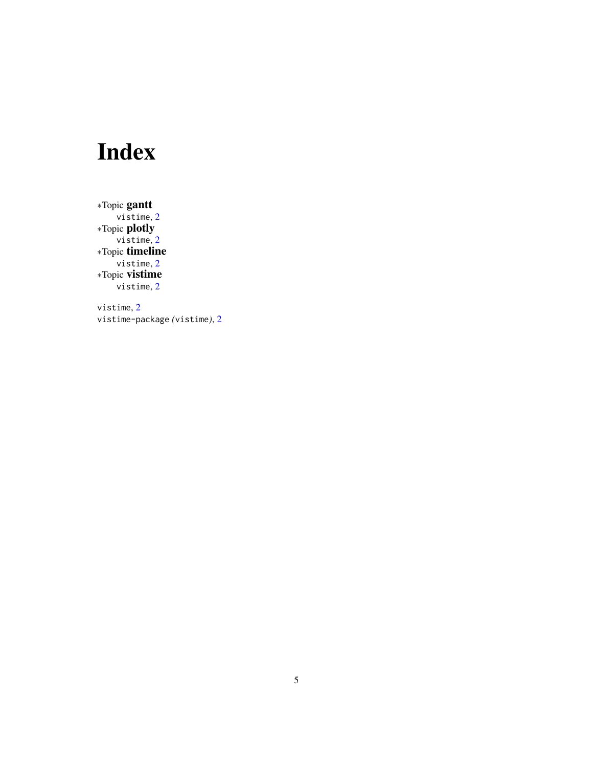# Index

*Topic **gantt**
- `vistime`, 2

*Topic **plotly**
- `vistime`, 2

*Topic **timeline**
- `vistime`, 2

*Topic **vistime**
- `vistime`, 2

`vistime`, 2
`vistime-package` *(*`vistime`*)*, 2